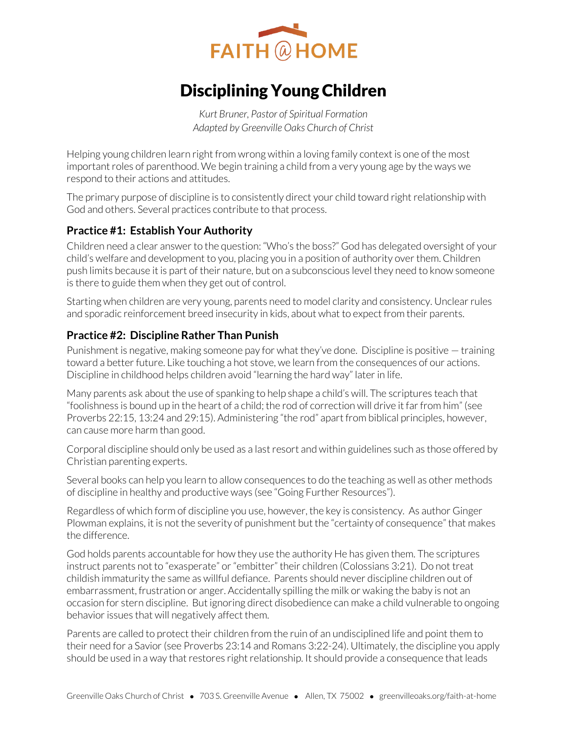FAITH @ HOME

# Disciplining Young Children

*Kurt Bruner, Pastor of Spiritual Formation*
*Adapted by Greenville Oaks Church of Christ*

Helping young children learn right from wrong within a loving family context is one of the most important roles of parenthood. We begin training a child from a very young age by the ways we respond to their actions and attitudes.

The primary purpose of discipline is to consistently direct your child toward right relationship with God and others. Several practices contribute to that process.

### Practice #1: Establish Your Authority

Children need a clear answer to the question: "Who's the boss?" God has delegated oversight of your child's welfare and development to you, placing you in a position of authority over them. Children push limits because it is part of their nature, but on a subconscious level they need to know someone is there to guide them when they get out of control.

Starting when children are very young, parents need to model clarity and consistency. Unclear rules and sporadic reinforcement breed insecurity in kids, about what to expect from their parents.

### Practice #2: Discipline Rather Than Punish

Punishment is negative, making someone pay for what they've done. Discipline is positive — training toward a better future. Like touching a hot stove, we learn from the consequences of our actions. Discipline in childhood helps children avoid "learning the hard way" later in life.

Many parents ask about the use of spanking to help shape a child's will. The scriptures teach that "foolishness is bound up in the heart of a child; the rod of correction will drive it far from him" (see Proverbs 22:15, 13:24 and 29:15). Administering "the rod" apart from biblical principles, however, can cause more harm than good.

Corporal discipline should only be used as a last resort and within guidelines such as those offered by Christian parenting experts.

Several books can help you learn to allow consequences to do the teaching as well as other methods of discipline in healthy and productive ways (see "Going Further Resources").

Regardless of which form of discipline you use, however, the key is consistency. As author Ginger Plowman explains, it is not the severity of punishment but the "certainty of consequence" that makes the difference.

God holds parents accountable for how they use the authority He has given them. The scriptures instruct parents not to "exasperate" or "embitter" their children (Colossians 3:21). Do not treat childish immaturity the same as willful defiance. Parents should never discipline children out of embarrassment, frustration or anger. Accidentally spilling the milk or waking the baby is not an occasion for stern discipline. But ignoring direct disobedience can make a child vulnerable to ongoing behavior issues that will negatively affect them.

Parents are called to protect their children from the ruin of an undisciplined life and point them to their need for a Savior (see Proverbs 23:14 and Romans 3:22-24). Ultimately, the discipline you apply should be used in a way that restores right relationship. It should provide a consequence that leads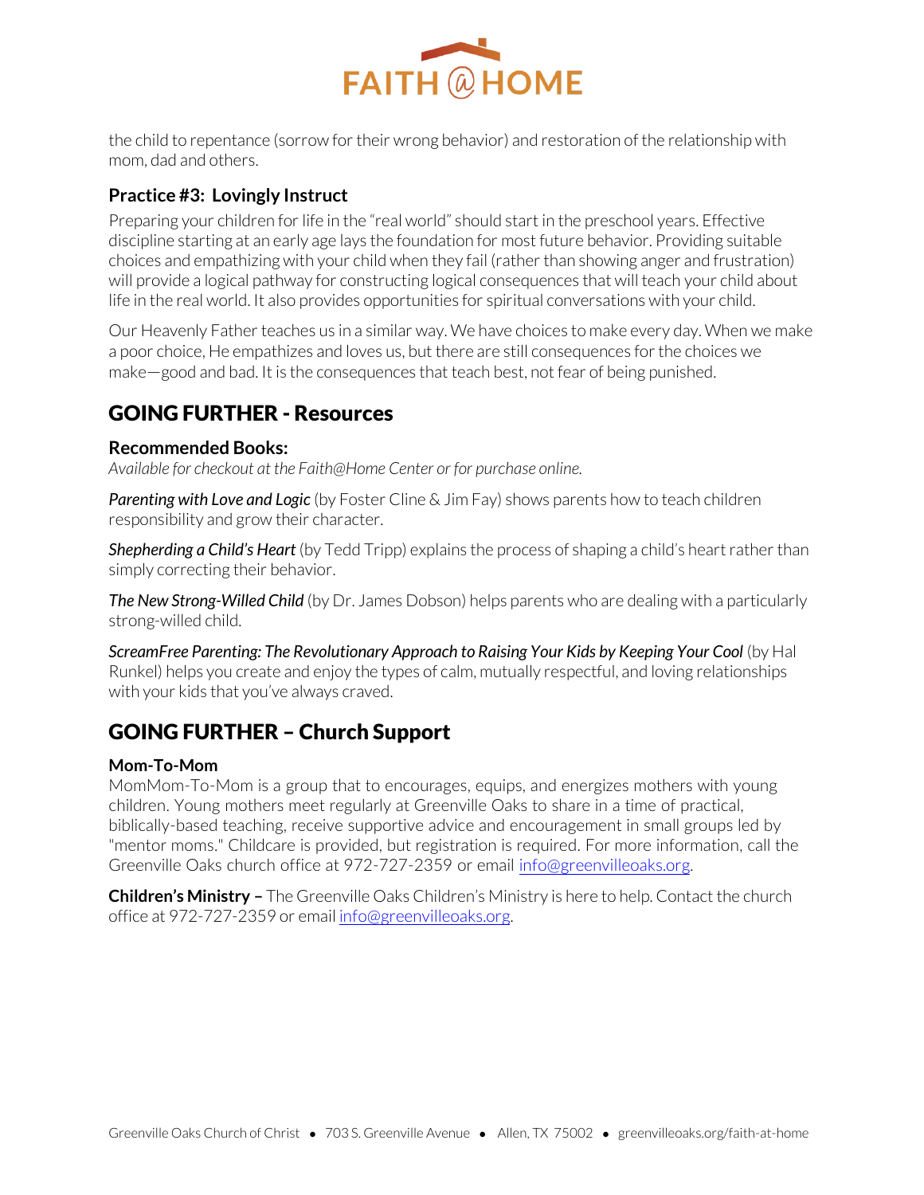the child to repentance (sorrow for their wrong behavior) and restoration of the relationship with mom, dad and others.

### Practice #3: Lovingly Instruct

Preparing your children for life in the "real world" should start in the preschool years. Effective discipline starting at an early age lays the foundation for most future behavior. Providing suitable choices and empathizing with your child when they fail (rather than showing anger and frustration) will provide a logical pathway for constructing logical consequences that will teach your child about life in the real world. It also provides opportunities for spiritual conversations with your child.

Our Heavenly Father teaches us in a similar way. We have choices to make every day. When we make a poor choice, He empathizes and loves us, but there are still consequences for the choices we make—good and bad. It is the consequences that teach best, not fear of being punished.

## GOING FURTHER - Resources

### Recommended Books:

*Available for checkout at the Faith@Home Center or for purchase online.*

***Parenting with Love and Logic*** (by Foster Cline & Jim Fay) shows parents how to teach children responsibility and grow their character.

***Shepherding a Child's Heart*** (by Tedd Tripp) explains the process of shaping a child's heart rather than simply correcting their behavior.

***The New Strong-Willed Child*** (by Dr. James Dobson) helps parents who are dealing with a particularly strong-willed child.

***ScreamFree Parenting: The Revolutionary Approach to Raising Your Kids by Keeping Your Cool*** (by Hal Runkel) helps you create and enjoy the types of calm, mutually respectful, and loving relationships with your kids that you've always craved.

## GOING FURTHER – Church Support

### Mom-To-Mom

MomMom-To-Mom is a group that to encourages, equips, and energizes mothers with young children. Young mothers meet regularly at Greenville Oaks to share in a time of practical, biblically-based teaching, receive supportive advice and encouragement in small groups led by "mentor moms." Childcare is provided, but registration is required. For more information, call the Greenville Oaks church office at 972-727-2359 or email info@greenvilleoaks.org.

**Children's Ministry –** The Greenville Oaks Children's Ministry is here to help. Contact the church office at 972-727-2359 or email info@greenvilleoaks.org.